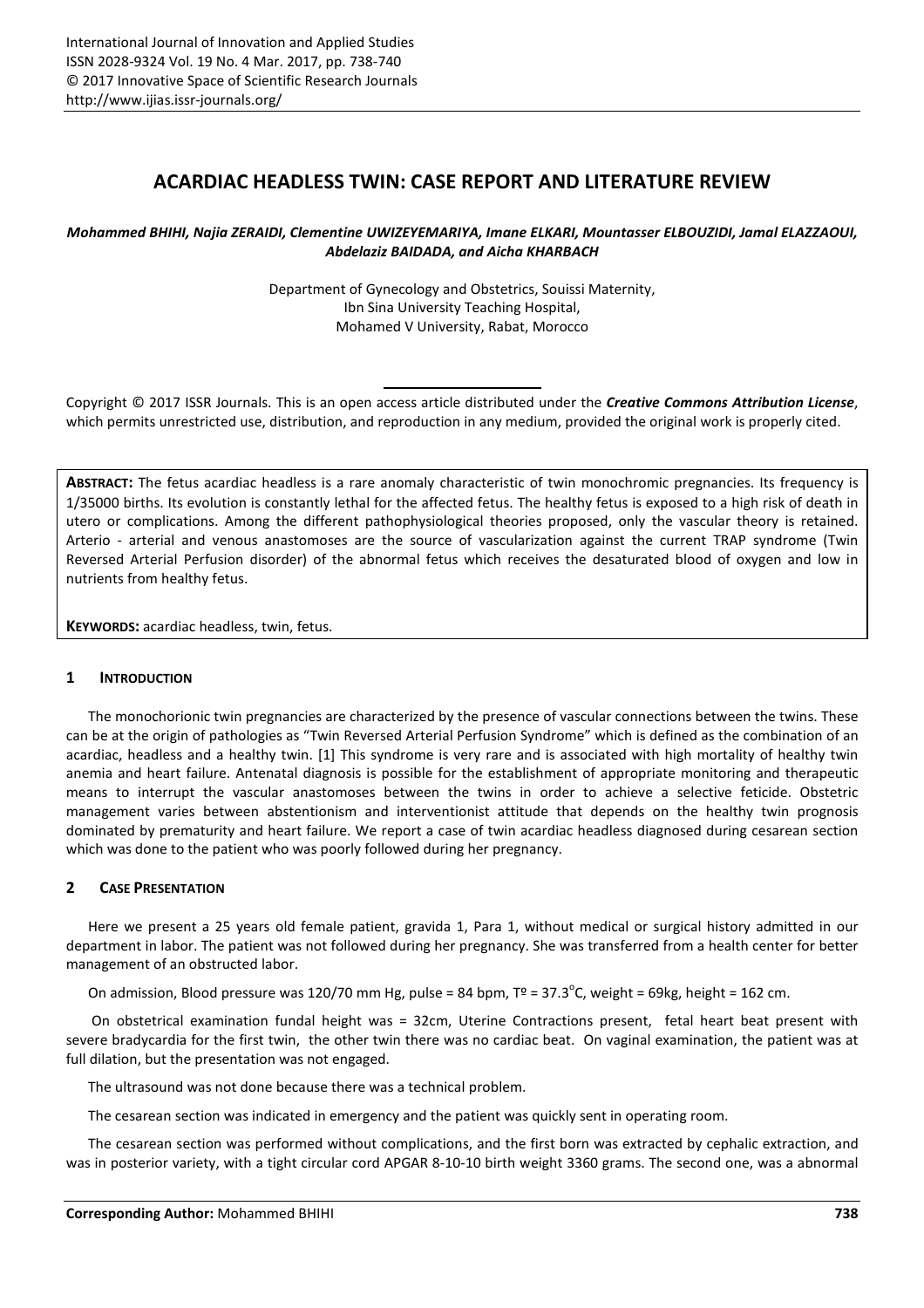# ACARDIAC HEADLESS TWIN: CASE REPORT AND LITERATURE REVIEW

***Mohammed BHIHI, Najia ZERAIDI, Clementine UWIZEYEMARIYA, Imane ELKARI, Mountasser ELBOUZIDI, Jamal ELAZZAOUI, Abdelaziz BAIDADA, and Aicha KHARBACH***

Department of Gynecology and Obstetrics, Souissi Maternity,
Ibn Sina University Teaching Hospital,
Mohamed V University, Rabat, Morocco

Copyright © 2017 ISSR Journals. This is an open access article distributed under the ***Creative Commons Attribution License***, which permits unrestricted use, distribution, and reproduction in any medium, provided the original work is properly cited.

**ABSTRACT:** The fetus acardiac headless is a rare anomaly characteristic of twin monochromic pregnancies. Its frequency is 1/35000 births. Its evolution is constantly lethal for the affected fetus. The healthy fetus is exposed to a high risk of death in utero or complications. Among the different pathophysiological theories proposed, only the vascular theory is retained. Arterio - arterial and venous anastomoses are the source of vascularization against the current TRAP syndrome (Twin Reversed Arterial Perfusion disorder) of the abnormal fetus which receives the desaturated blood of oxygen and low in nutrients from healthy fetus.

**KEYWORDS:** acardiac headless, twin, fetus.

## 1 INTRODUCTION

The monochorionic twin pregnancies are characterized by the presence of vascular connections between the twins. These can be at the origin of pathologies as "Twin Reversed Arterial Perfusion Syndrome" which is defined as the combination of an acardiac, headless and a healthy twin. [1] This syndrome is very rare and is associated with high mortality of healthy twin anemia and heart failure. Antenatal diagnosis is possible for the establishment of appropriate monitoring and therapeutic means to interrupt the vascular anastomoses between the twins in order to achieve a selective feticide. Obstetric management varies between abstentionism and interventionist attitude that depends on the healthy twin prognosis dominated by prematurity and heart failure. We report a case of twin acardiac headless diagnosed during cesarean section which was done to the patient who was poorly followed during her pregnancy.

## 2 CASE PRESENTATION

Here we present a 25 years old female patient, gravida 1, Para 1, without medical or surgical history admitted in our department in labor. The patient was not followed during her pregnancy. She was transferred from a health center for better management of an obstructed labor.

On admission, Blood pressure was 120/70 mm Hg, pulse = 84 bpm, Tº = 37.3°C, weight = 69kg, height = 162 cm.

On obstetrical examination fundal height was = 32cm, Uterine Contractions present, fetal heart beat present with severe bradycardia for the first twin, the other twin there was no cardiac beat. On vaginal examination, the patient was at full dilation, but the presentation was not engaged.

The ultrasound was not done because there was a technical problem.

The cesarean section was indicated in emergency and the patient was quickly sent in operating room.

The cesarean section was performed without complications, and the first born was extracted by cephalic extraction, and was in posterior variety, with a tight circular cord APGAR 8-10-10 birth weight 3360 grams. The second one, was a abnormal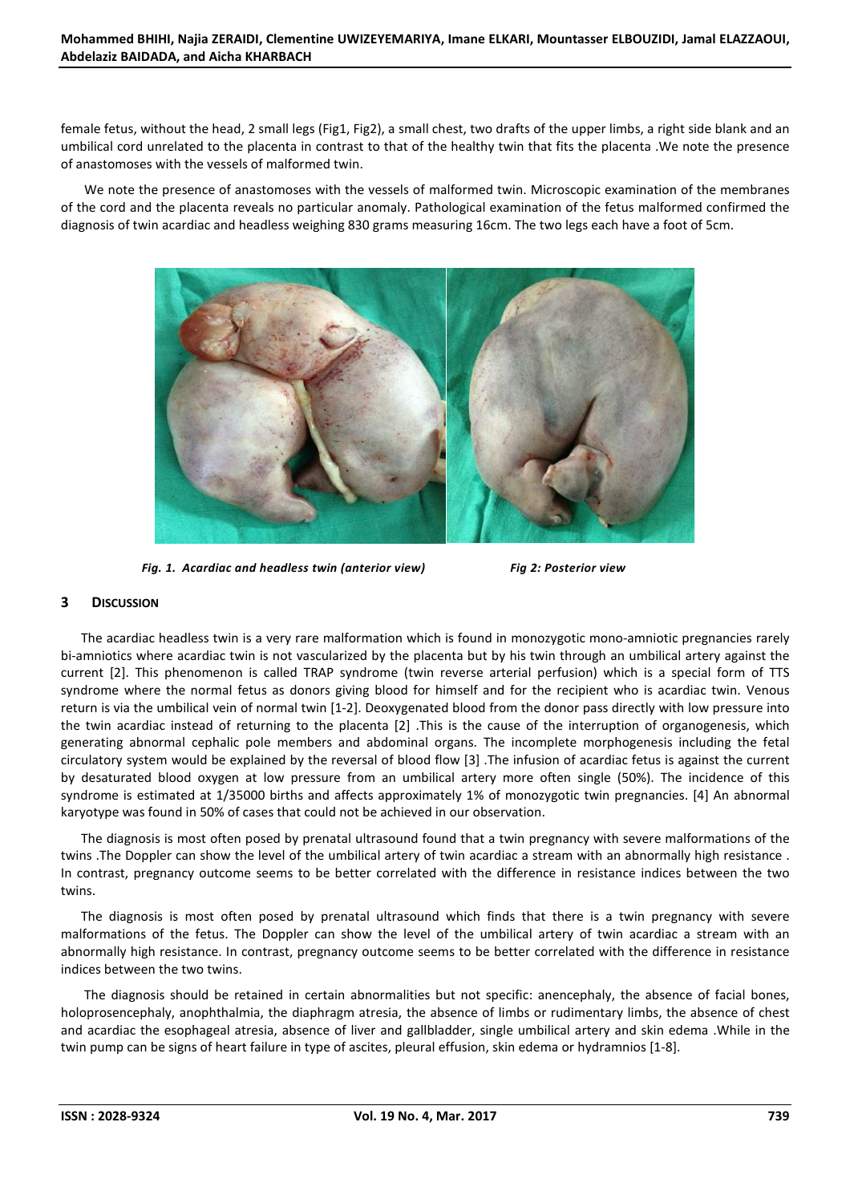female fetus, without the head, 2 small legs (Fig1, Fig2), a small chest, two drafts of the upper limbs, a right side blank and an umbilical cord unrelated to the placenta in contrast to that of the healthy twin that fits the placenta .We note the presence of anastomoses with the vessels of malformed twin.

We note the presence of anastomoses with the vessels of malformed twin. Microscopic examination of the membranes of the cord and the placenta reveals no particular anomaly. Pathological examination of the fetus malformed confirmed the diagnosis of twin acardiac and headless weighing 830 grams measuring 16cm. The two legs each have a foot of 5cm.

*Fig. 1. Acardiac and headless twin (anterior view)* *Fig 2: Posterior view*

## 3 Discussion

The acardiac headless twin is a very rare malformation which is found in monozygotic mono-amniotic pregnancies rarely bi-amniotics where acardiac twin is not vascularized by the placenta but by his twin through an umbilical artery against the current [2]. This phenomenon is called TRAP syndrome (twin reverse arterial perfusion) which is a special form of TTS syndrome where the normal fetus as donors giving blood for himself and for the recipient who is acardiac twin. Venous return is via the umbilical vein of normal twin [1-2]. Deoxygenated blood from the donor pass directly with low pressure into the twin acardiac instead of returning to the placenta [2] .This is the cause of the interruption of organogenesis, which generating abnormal cephalic pole members and abdominal organs. The incomplete morphogenesis including the fetal circulatory system would be explained by the reversal of blood flow [3] .The infusion of acardiac fetus is against the current by desaturated blood oxygen at low pressure from an umbilical artery more often single (50%). The incidence of this syndrome is estimated at 1/35000 births and affects approximately 1% of monozygotic twin pregnancies. [4] An abnormal karyotype was found in 50% of cases that could not be achieved in our observation.

The diagnosis is most often posed by prenatal ultrasound found that a twin pregnancy with severe malformations of the twins .The Doppler can show the level of the umbilical artery of twin acardiac a stream with an abnormally high resistance . In contrast, pregnancy outcome seems to be better correlated with the difference in resistance indices between the two twins.

The diagnosis is most often posed by prenatal ultrasound which finds that there is a twin pregnancy with severe malformations of the fetus. The Doppler can show the level of the umbilical artery of twin acardiac a stream with an abnormally high resistance. In contrast, pregnancy outcome seems to be better correlated with the difference in resistance indices between the two twins.

The diagnosis should be retained in certain abnormalities but not specific: anencephaly, the absence of facial bones, holoprosencephaly, anophthalmia, the diaphragm atresia, the absence of limbs or rudimentary limbs, the absence of chest and acardiac the esophageal atresia, absence of liver and gallbladder, single umbilical artery and skin edema .While in the twin pump can be signs of heart failure in type of ascites, pleural effusion, skin edema or hydramnios [1-8].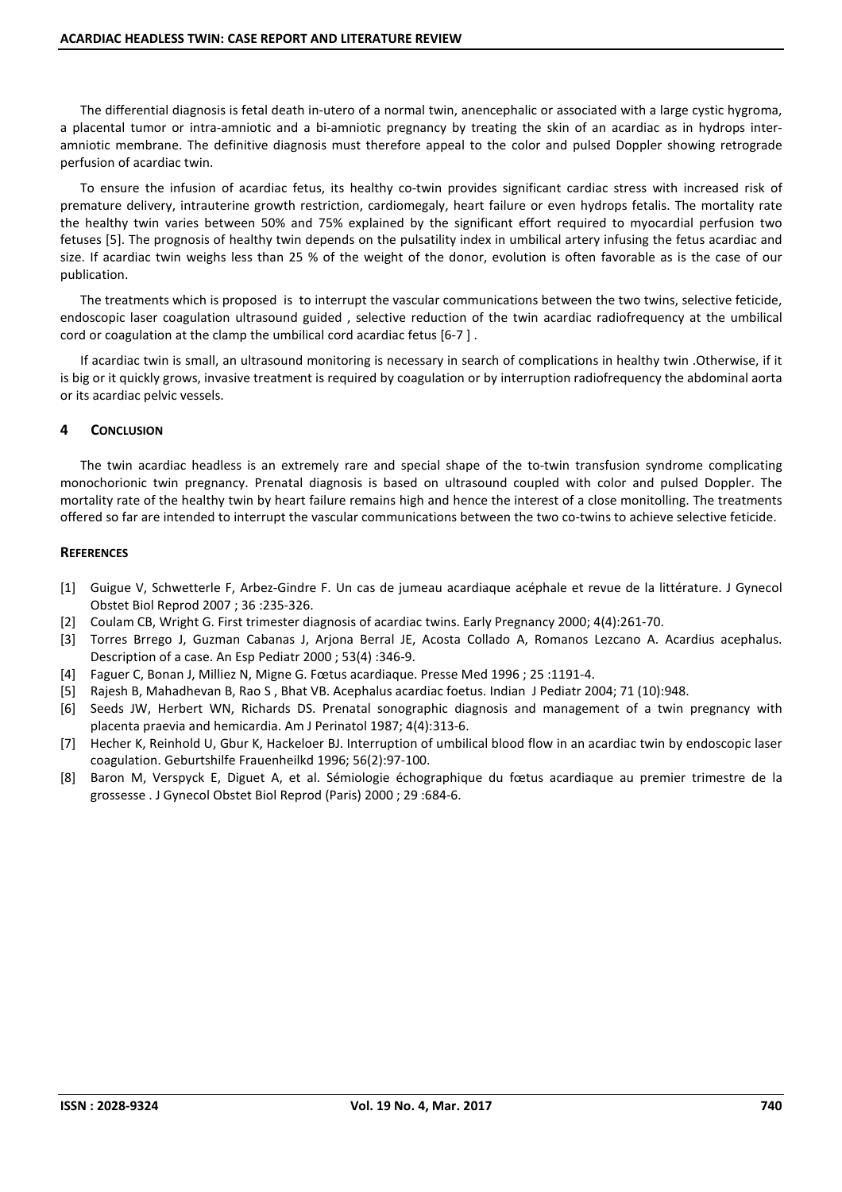The differential diagnosis is fetal death in-utero of a normal twin, anencephalic or associated with a large cystic hygroma, a placental tumor or intra-amniotic and a bi-amniotic pregnancy by treating the skin of an acardiac as in hydrops inter-amniotic membrane. The definitive diagnosis must therefore appeal to the color and pulsed Doppler showing retrograde perfusion of acardiac twin.

To ensure the infusion of acardiac fetus, its healthy co-twin provides significant cardiac stress with increased risk of premature delivery, intrauterine growth restriction, cardiomegaly, heart failure or even hydrops fetalis. The mortality rate the healthy twin varies between 50% and 75% explained by the significant effort required to myocardial perfusion two fetuses [5]. The prognosis of healthy twin depends on the pulsatility index in umbilical artery infusing the fetus acardiac and size. If acardiac twin weighs less than 25 % of the weight of the donor, evolution is often favorable as is the case of our publication.

The treatments which is proposed is to interrupt the vascular communications between the two twins, selective feticide, endoscopic laser coagulation ultrasound guided , selective reduction of the twin acardiac radiofrequency at the umbilical cord or coagulation at the clamp the umbilical cord acardiac fetus [6-7 ] .

If acardiac twin is small, an ultrasound monitoring is necessary in search of complications in healthy twin .Otherwise, if it is big or it quickly grows, invasive treatment is required by coagulation or by interruption radiofrequency the abdominal aorta or its acardiac pelvic vessels.

## 4 Conclusion

The twin acardiac headless is an extremely rare and special shape of the to-twin transfusion syndrome complicating monochorionic twin pregnancy. Prenatal diagnosis is based on ultrasound coupled with color and pulsed Doppler. The mortality rate of the healthy twin by heart failure remains high and hence the interest of a close monitolling. The treatments offered so far are intended to interrupt the vascular communications between the two co-twins to achieve selective feticide.

## References

[1] Guigue V, Schwetterle F, Arbez-Gindre F. Un cas de jumeau acardiaque acéphale et revue de la littérature. J Gynecol Obstet Biol Reprod 2007 ; 36 :235-326.

[2] Coulam CB, Wright G. First trimester diagnosis of acardiac twins. Early Pregnancy 2000; 4(4):261-70.

[3] Torres Brrego J, Guzman Cabanas J, Arjona Berral JE, Acosta Collado A, Romanos Lezcano A. Acardius acephalus. Description of a case. An Esp Pediatr 2000 ; 53(4) :346-9.

[4] Faguer C, Bonan J, Milliez N, Migne G. Fœtus acardiaque. Presse Med 1996 ; 25 :1191-4.

[5] Rajesh B, Mahadhevan B, Rao S , Bhat VB. Acephalus acardiac foetus. Indian J Pediatr 2004; 71 (10):948.

[6] Seeds JW, Herbert WN, Richards DS. Prenatal sonographic diagnosis and management of a twin pregnancy with placenta praevia and hemicardia. Am J Perinatol 1987; 4(4):313-6.

[7] Hecher K, Reinhold U, Gbur K, Hackeloer BJ. Interruption of umbilical blood flow in an acardiac twin by endoscopic laser coagulation. Geburtshilfe Frauenheilkd 1996; 56(2):97-100.

[8] Baron M, Verspyck E, Diguet A, et al. Sémiologie échographique du fœtus acardiaque au premier trimestre de la grossesse . J Gynecol Obstet Biol Reprod (Paris) 2000 ; 29 :684-6.